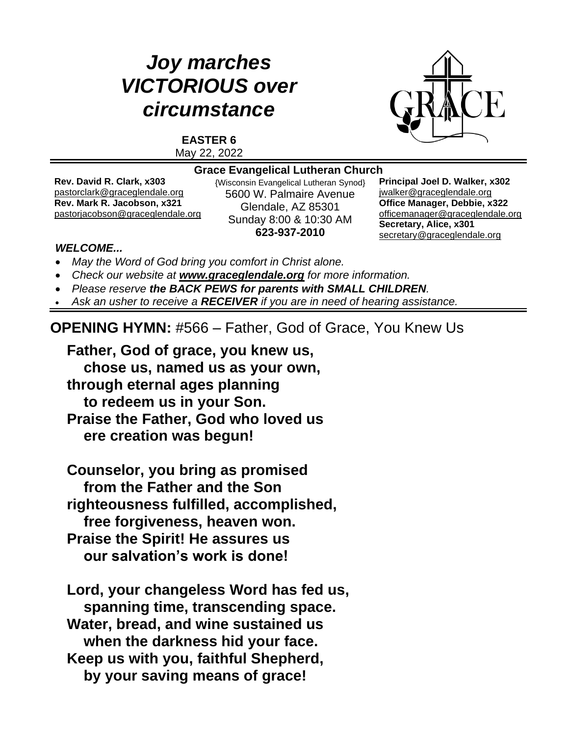# *Joy marches VICTORIOUS over circumstance*

**EASTER 6**
May 22, 2022

**Grace Evangelical Lutheran Church**

**Rev. David R. Clark, x303**
pastorclark@graceglendale.org
**Rev. Mark R. Jacobson, x321**
pastorjacobson@graceglendale.org

{Wisconsin Evangelical Lutheran Synod}
5600 W. Palmaire Avenue
Glendale, AZ 85301
Sunday 8:00 & 10:30 AM
**623-937-2010**

**Principal Joel D. Walker, x302**
jwalker@graceglendale.org
**Office Manager, Debbie, x322**
officemanager@graceglendale.org
**Secretary, Alice, x301**
secretary@graceglendale.org

***WELCOME...***

- *May the Word of God bring you comfort in Christ alone.*
- *Check our website at **www.graceglendale.org** for more information.*
- *Please reserve **the BACK PEWS for parents with SMALL CHILDREN**.*
- *Ask an usher to receive a **RECEIVER** if you are in need of hearing assistance.*

## **OPENING HYMN:** #566 – Father, God of Grace, You Knew Us

**Father, God of grace, you knew us,**
**chose us, named us as your own,**
**through eternal ages planning**
**to redeem us in your Son.**
**Praise the Father, God who loved us**
**ere creation was begun!**

**Counselor, you bring as promised**
**from the Father and the Son**
**righteousness fulfilled, accomplished,**
**free forgiveness, heaven won.**
**Praise the Spirit! He assures us**
**our salvation's work is done!**

**Lord, your changeless Word has fed us,**
**spanning time, transcending space.**
**Water, bread, and wine sustained us**
**when the darkness hid your face.**
**Keep us with you, faithful Shepherd,**
**by your saving means of grace!**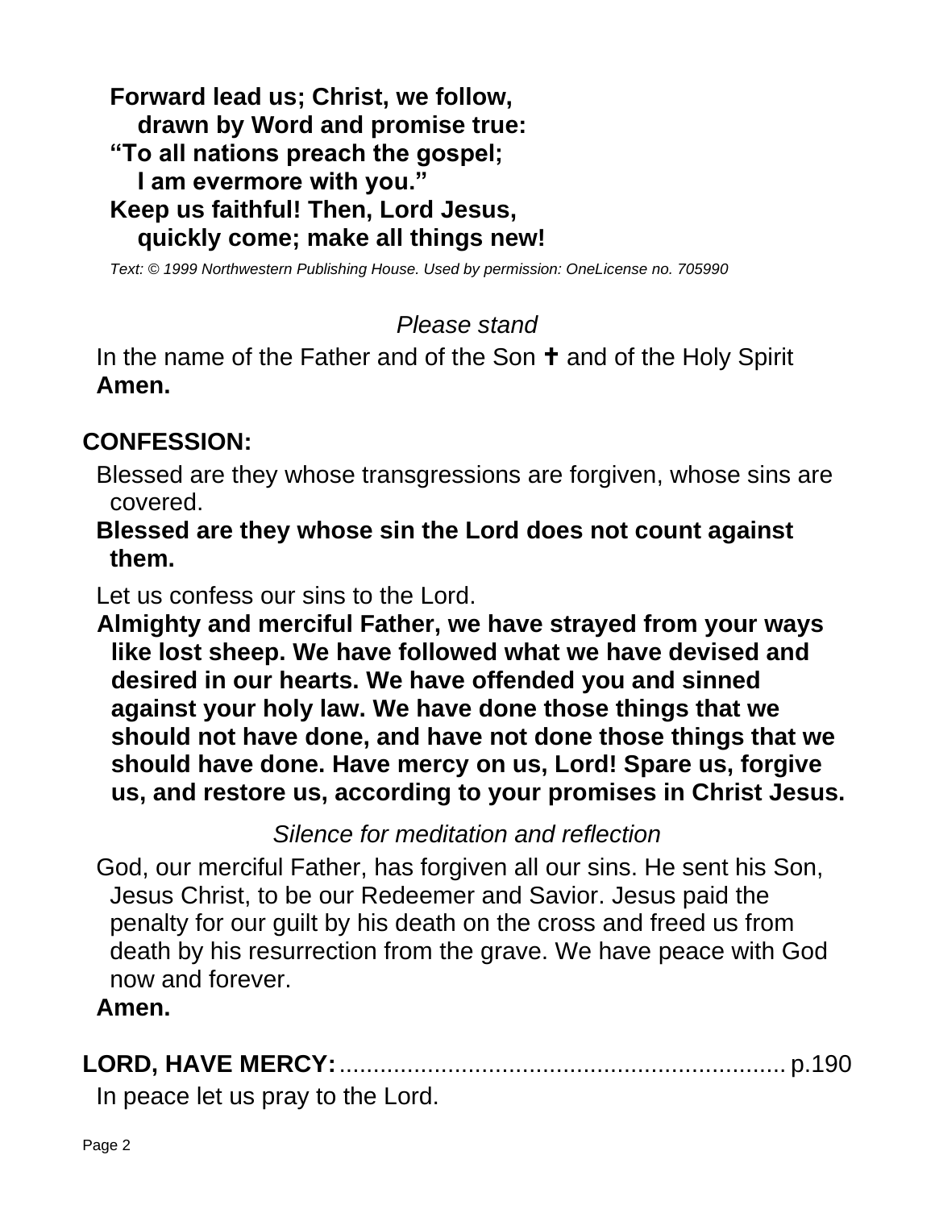**Forward lead us; Christ, we follow,**
**drawn by Word and promise true:**
**"To all nations preach the gospel;**
**I am evermore with you."**
**Keep us faithful! Then, Lord Jesus,**
**quickly come; make all things new!**

*Text: © 1999 Northwestern Publishing House. Used by permission: OneLicense no. 705990*

*Please stand*

In the name of the Father and of the Son ✝ and of the Holy Spirit
**Amen.**

## CONFESSION:

Blessed are they whose transgressions are forgiven, whose sins are covered.

**Blessed are they whose sin the Lord does not count against them.**

Let us confess our sins to the Lord.

**Almighty and merciful Father, we have strayed from your ways like lost sheep. We have followed what we have devised and desired in our hearts. We have offended you and sinned against your holy law. We have done those things that we should not have done, and have not done those things that we should have done. Have mercy on us, Lord! Spare us, forgive us, and restore us, according to your promises in Christ Jesus.**

*Silence for meditation and reflection*

God, our merciful Father, has forgiven all our sins. He sent his Son, Jesus Christ, to be our Redeemer and Savior. Jesus paid the penalty for our guilt by his death on the cross and freed us from death by his resurrection from the grave. We have peace with God now and forever.
**Amen.**

## LORD, HAVE MERCY: ........................................................ p.190

In peace let us pray to the Lord.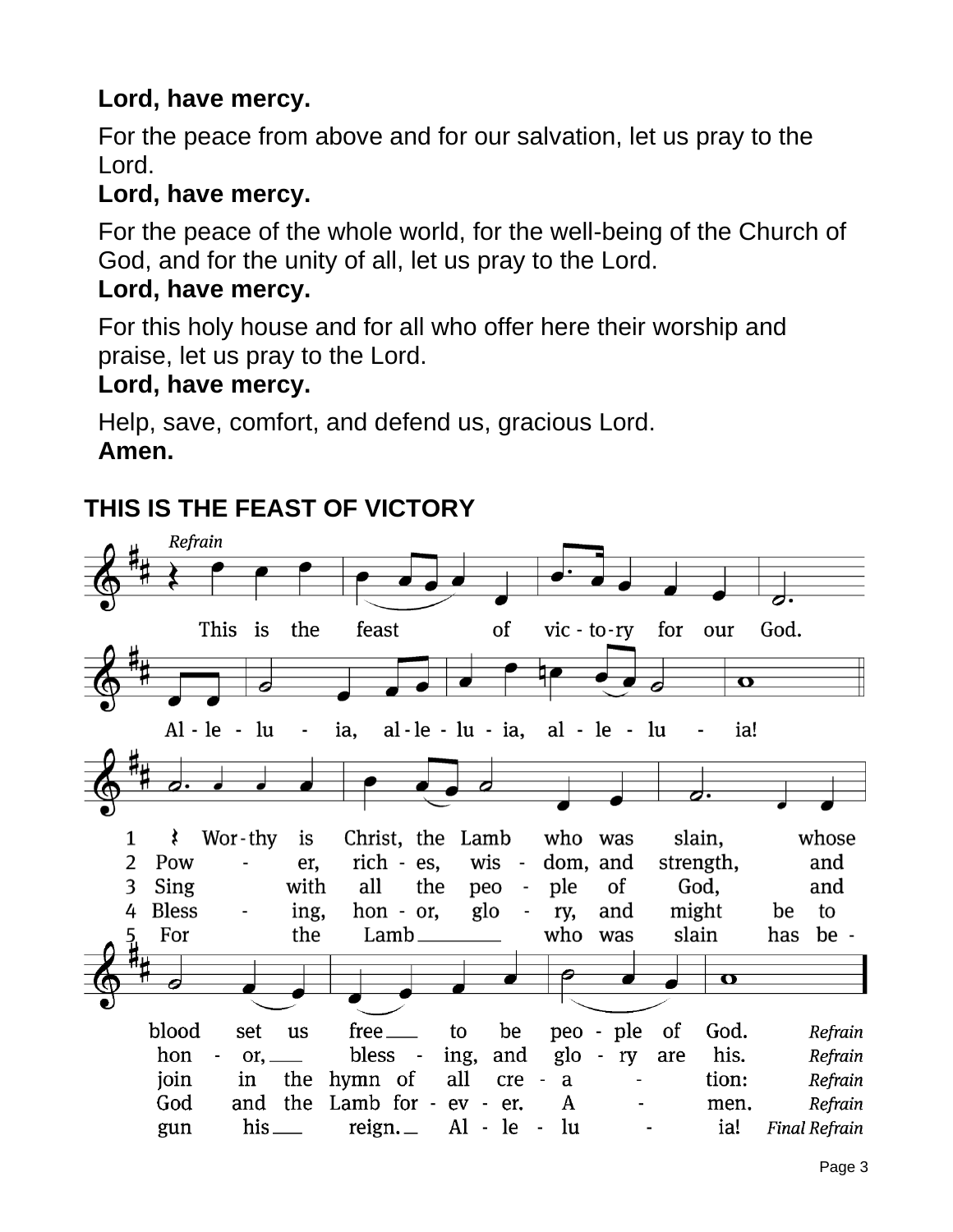**Lord, have mercy.**

For the peace from above and for our salvation, let us pray to the Lord.
**Lord, have mercy.**

For the peace of the whole world, for the well-being of the Church of God, and for the unity of all, let us pray to the Lord.
**Lord, have mercy.**

For this holy house and for all who offer here their worship and praise, let us pray to the Lord.
**Lord, have mercy.**

Help, save, comfort, and defend us, gracious Lord.
**Amen.**

## THIS IS THE FEAST OF VICTORY

*Refrain*

This is the feast of victory for our God.
Alleluia, alleluia, alleluia!

1 Worthy is Christ, the Lamb who was slain, whose blood set us free to be people of God. *Refrain*

2 Power, riches, wisdom, and strength, and honor, blessing, and glory are his. *Refrain*

3 Sing with all the people of God, and join in the hymn of all creation: *Refrain*

4 Blessing, honor, glory, and might be to God and the Lamb forever. Amen. *Refrain*

5 For the Lamb who was slain has begun his reign. Alleluia! *Final Refrain*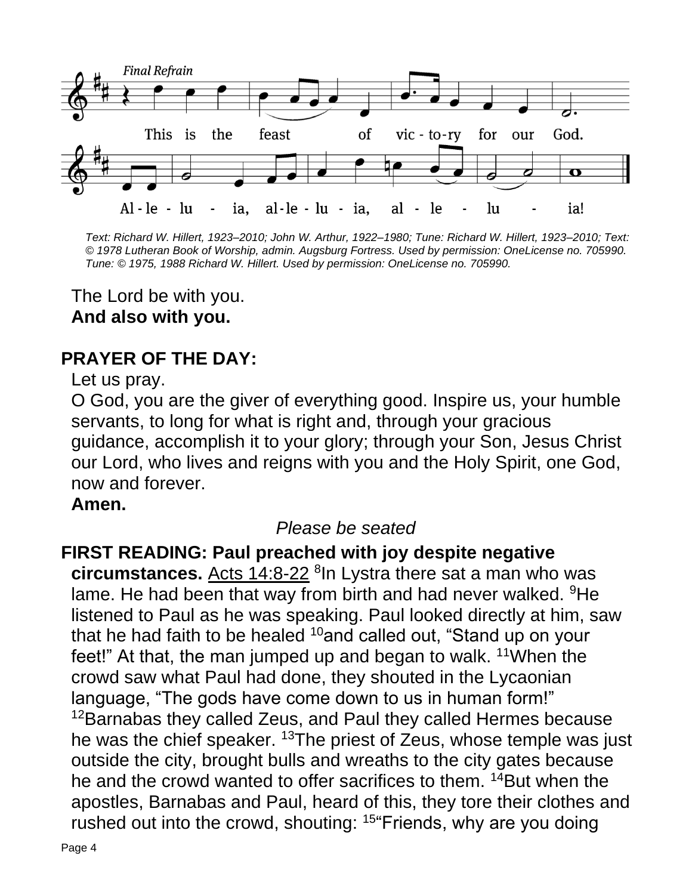*Final Refrain*

This is the feast of vic-to-ry for our God.

Al-le-lu-ia, al-le-lu-ia, al-le-lu-ia!

*Text: Richard W. Hillert, 1923–2010; John W. Arthur, 1922–1980; Tune: Richard W. Hillert, 1923–2010; Text: © 1978 Lutheran Book of Worship, admin. Augsburg Fortress. Used by permission: OneLicense no. 705990. Tune: © 1975, 1988 Richard W. Hillert. Used by permission: OneLicense no. 705990.*

The Lord be with you.
**And also with you.**

## PRAYER OF THE DAY:

Let us pray.

O God, you are the giver of everything good. Inspire us, your humble servants, to long for what is right and, through your gracious guidance, accomplish it to your glory; through your Son, Jesus Christ our Lord, who lives and reigns with you and the Holy Spirit, one God, now and forever.

**Amen.**

*Please be seated*

**FIRST READING: Paul preached with joy despite negative circumstances.** Acts 14:8-22 [8]In Lystra there sat a man who was lame. He had been that way from birth and had never walked. [9]He listened to Paul as he was speaking. Paul looked directly at him, saw that he had faith to be healed [10]and called out, "Stand up on your feet!" At that, the man jumped up and began to walk. [11]When the crowd saw what Paul had done, they shouted in the Lycaonian language, "The gods have come down to us in human form!" [12]Barnabas they called Zeus, and Paul they called Hermes because he was the chief speaker. [13]The priest of Zeus, whose temple was just outside the city, brought bulls and wreaths to the city gates because he and the crowd wanted to offer sacrifices to them. [14]But when the apostles, Barnabas and Paul, heard of this, they tore their clothes and rushed out into the crowd, shouting: [15]"Friends, why are you doing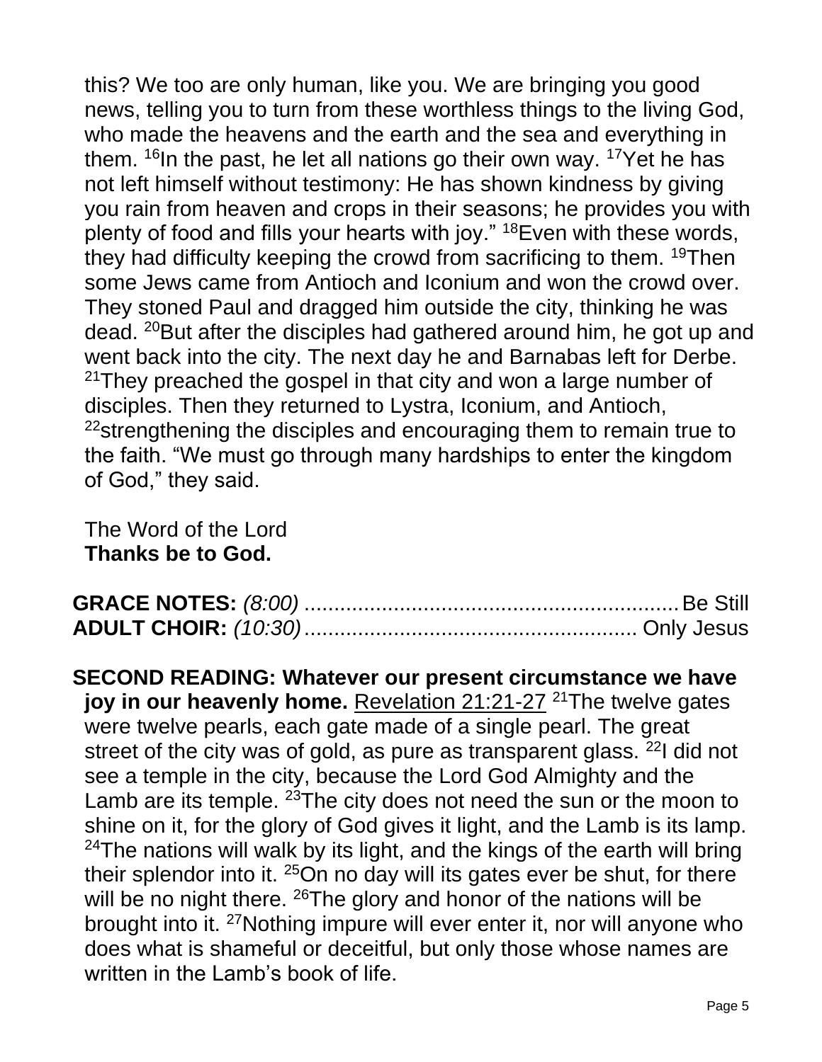this? We too are only human, like you. We are bringing you good news, telling you to turn from these worthless things to the living God, who made the heavens and the earth and the sea and everything in them. [16]In the past, he let all nations go their own way. [17]Yet he has not left himself without testimony: He has shown kindness by giving you rain from heaven and crops in their seasons; he provides you with plenty of food and fills your hearts with joy." [18]Even with these words, they had difficulty keeping the crowd from sacrificing to them. [19]Then some Jews came from Antioch and Iconium and won the crowd over. They stoned Paul and dragged him outside the city, thinking he was dead. [20]But after the disciples had gathered around him, he got up and went back into the city. The next day he and Barnabas left for Derbe. [21]They preached the gospel in that city and won a large number of disciples. Then they returned to Lystra, Iconium, and Antioch, [22]strengthening the disciples and encouraging them to remain true to the faith. "We must go through many hardships to enter the kingdom of God," they said.

The Word of the Lord
**Thanks be to God.**

**GRACE NOTES:** *(8:00)* ............................................................... Be Still
**ADULT CHOIR:** *(10:30)* ........................................................ Only Jesus

**SECOND READING: Whatever our present circumstance we have joy in our heavenly home.** Revelation 21:21-27 [21]The twelve gates were twelve pearls, each gate made of a single pearl. The great street of the city was of gold, as pure as transparent glass. [22]I did not see a temple in the city, because the Lord God Almighty and the Lamb are its temple. [23]The city does not need the sun or the moon to shine on it, for the glory of God gives it light, and the Lamb is its lamp. [24]The nations will walk by its light, and the kings of the earth will bring their splendor into it. [25]On no day will its gates ever be shut, for there will be no night there. [26]The glory and honor of the nations will be brought into it. [27]Nothing impure will ever enter it, nor will anyone who does what is shameful or deceitful, but only those whose names are written in the Lamb's book of life.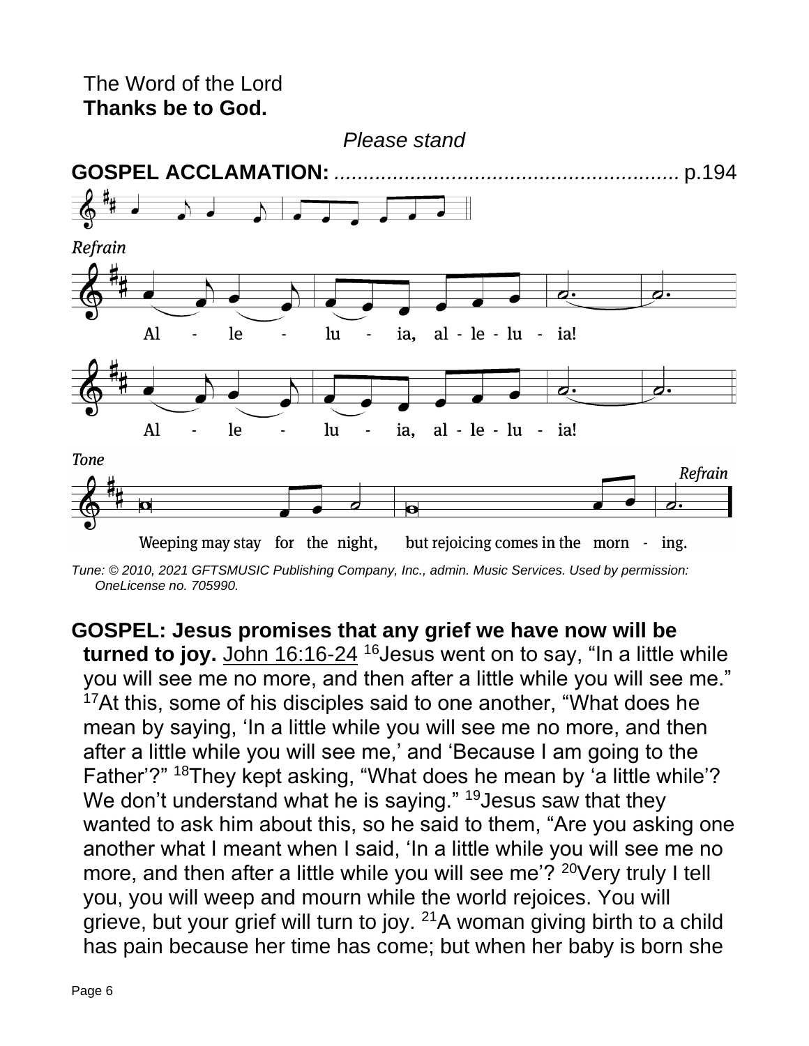The Word of the Lord
**Thanks be to God.**

*Please stand*

**GOSPEL ACCLAMATION:** ........................................................ p.194

*Refrain*

Al - le - lu - ia, al - le - lu - ia!

Al - le - lu - ia, al - le - lu - ia!

*Tone*

Weeping may stay for the night, but rejoicing comes in the morn - ing. *Refrain*

*Tune: © 2010, 2021 GFTSMUSIC Publishing Company, Inc., admin. Music Services. Used by permission: OneLicense no. 705990.*

**GOSPEL: Jesus promises that any grief we have now will be turned to joy.** John 16:16-24 [16]Jesus went on to say, "In a little while you will see me no more, and then after a little while you will see me." [17]At this, some of his disciples said to one another, "What does he mean by saying, 'In a little while you will see me no more, and then after a little while you will see me,' and 'Because I am going to the Father'?" [18]They kept asking, "What does he mean by 'a little while'? We don't understand what he is saying." [19]Jesus saw that they wanted to ask him about this, so he said to them, "Are you asking one another what I meant when I said, 'In a little while you will see me no more, and then after a little while you will see me'? [20]Very truly I tell you, you will weep and mourn while the world rejoices. You will grieve, but your grief will turn to joy. [21]A woman giving birth to a child has pain because her time has come; but when her baby is born she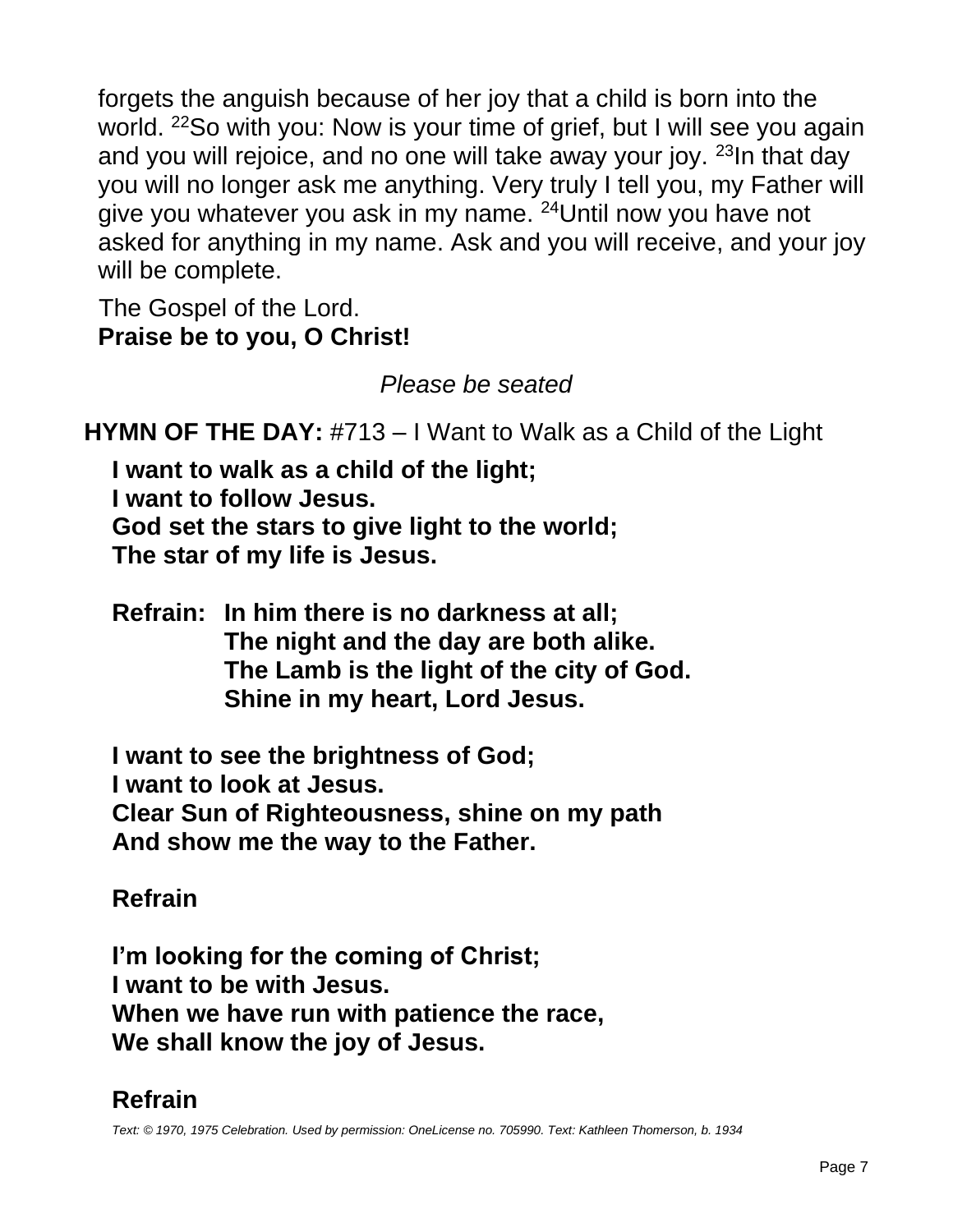forgets the anguish because of her joy that a child is born into the world. [22]So with you: Now is your time of grief, but I will see you again and you will rejoice, and no one will take away your joy. [23]In that day you will no longer ask me anything. Very truly I tell you, my Father will give you whatever you ask in my name. [24]Until now you have not asked for anything in my name. Ask and you will receive, and your joy will be complete.

The Gospel of the Lord.
**Praise be to you, O Christ!**

*Please be seated*

**HYMN OF THE DAY:** #713 – I Want to Walk as a Child of the Light

**I want to walk as a child of the light;**
**I want to follow Jesus.**
**God set the stars to give light to the world;**
**The star of my life is Jesus.**

**Refrain: In him there is no darkness at all;**
**The night and the day are both alike.**
**The Lamb is the light of the city of God.**
**Shine in my heart, Lord Jesus.**

**I want to see the brightness of God;**
**I want to look at Jesus.**
**Clear Sun of Righteousness, shine on my path**
**And show me the way to the Father.**

**Refrain**

**I'm looking for the coming of Christ;**
**I want to be with Jesus.**
**When we have run with patience the race,**
**We shall know the joy of Jesus.**

**Refrain**

*Text: © 1970, 1975 Celebration. Used by permission: OneLicense no. 705990. Text: Kathleen Thomerson, b. 1934*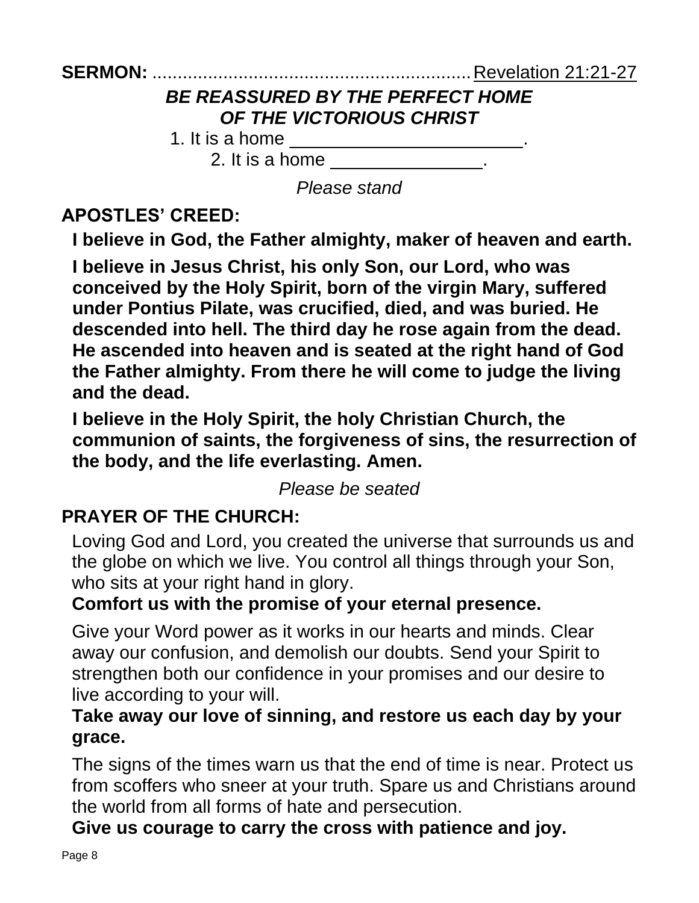**SERMON:** ............................................................. Revelation 21:21-27

***BE REASSURED BY THE PERFECT HOME OF THE VICTORIOUS CHRIST***

1. It is a home ________________________.
2. It is a home _______________.

*Please stand*

## APOSTLES' CREED:

**I believe in God, the Father almighty, maker of heaven and earth.**

**I believe in Jesus Christ, his only Son, our Lord, who was conceived by the Holy Spirit, born of the virgin Mary, suffered under Pontius Pilate, was crucified, died, and was buried. He descended into hell. The third day he rose again from the dead. He ascended into heaven and is seated at the right hand of God the Father almighty. From there he will come to judge the living and the dead.**

**I believe in the Holy Spirit, the holy Christian Church, the communion of saints, the forgiveness of sins, the resurrection of the body, and the life everlasting. Amen.**

*Please be seated*

## PRAYER OF THE CHURCH:

Loving God and Lord, you created the universe that surrounds us and the globe on which we live. You control all things through your Son, who sits at your right hand in glory.

**Comfort us with the promise of your eternal presence.**

Give your Word power as it works in our hearts and minds. Clear away our confusion, and demolish our doubts. Send your Spirit to strengthen both our confidence in your promises and our desire to live according to your will.

**Take away our love of sinning, and restore us each day by your grace.**

The signs of the times warn us that the end of time is near. Protect us from scoffers who sneer at your truth. Spare us and Christians around the world from all forms of hate and persecution.

**Give us courage to carry the cross with patience and joy.**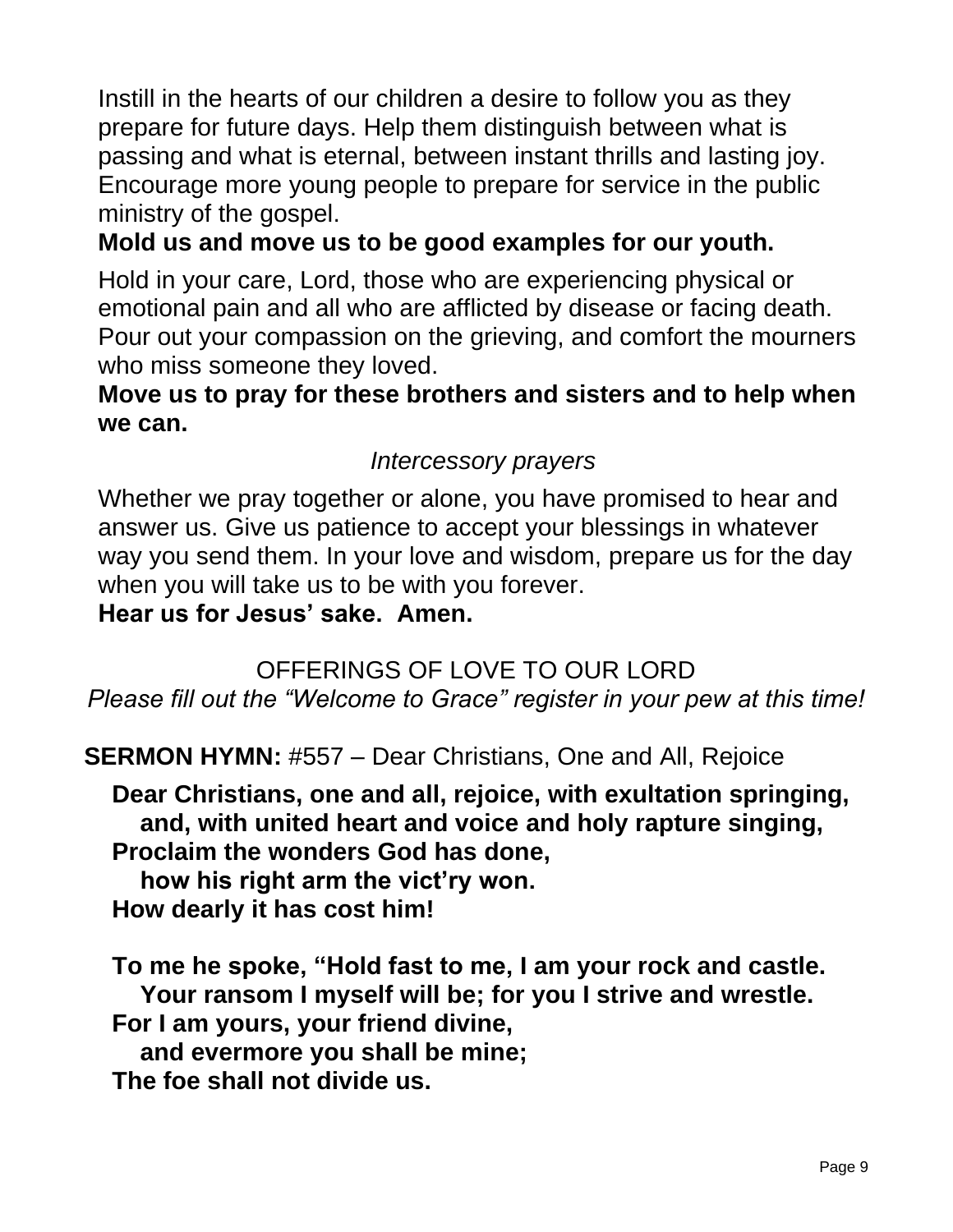Instill in the hearts of our children a desire to follow you as they prepare for future days. Help them distinguish between what is passing and what is eternal, between instant thrills and lasting joy. Encourage more young people to prepare for service in the public ministry of the gospel.

**Mold us and move us to be good examples for our youth.**

Hold in your care, Lord, those who are experiencing physical or emotional pain and all who are afflicted by disease or facing death. Pour out your compassion on the grieving, and comfort the mourners who miss someone they loved.

**Move us to pray for these brothers and sisters and to help when we can.**

*Intercessory prayers*

Whether we pray together or alone, you have promised to hear and answer us. Give us patience to accept your blessings in whatever way you send them. In your love and wisdom, prepare us for the day when you will take us to be with you forever.

**Hear us for Jesus' sake. Amen.**

OFFERINGS OF LOVE TO OUR LORD

*Please fill out the "Welcome to Grace" register in your pew at this time!*

**SERMON HYMN:** #557 – Dear Christians, One and All, Rejoice

**Dear Christians, one and all, rejoice, with exultation springing,**
**and, with united heart and voice and holy rapture singing,**
**Proclaim the wonders God has done,**
**how his right arm the vict'ry won.**
**How dearly it has cost him!**

**To me he spoke, "Hold fast to me, I am your rock and castle.**
**Your ransom I myself will be; for you I strive and wrestle.**
**For I am yours, your friend divine,**
**and evermore you shall be mine;**
**The foe shall not divide us.**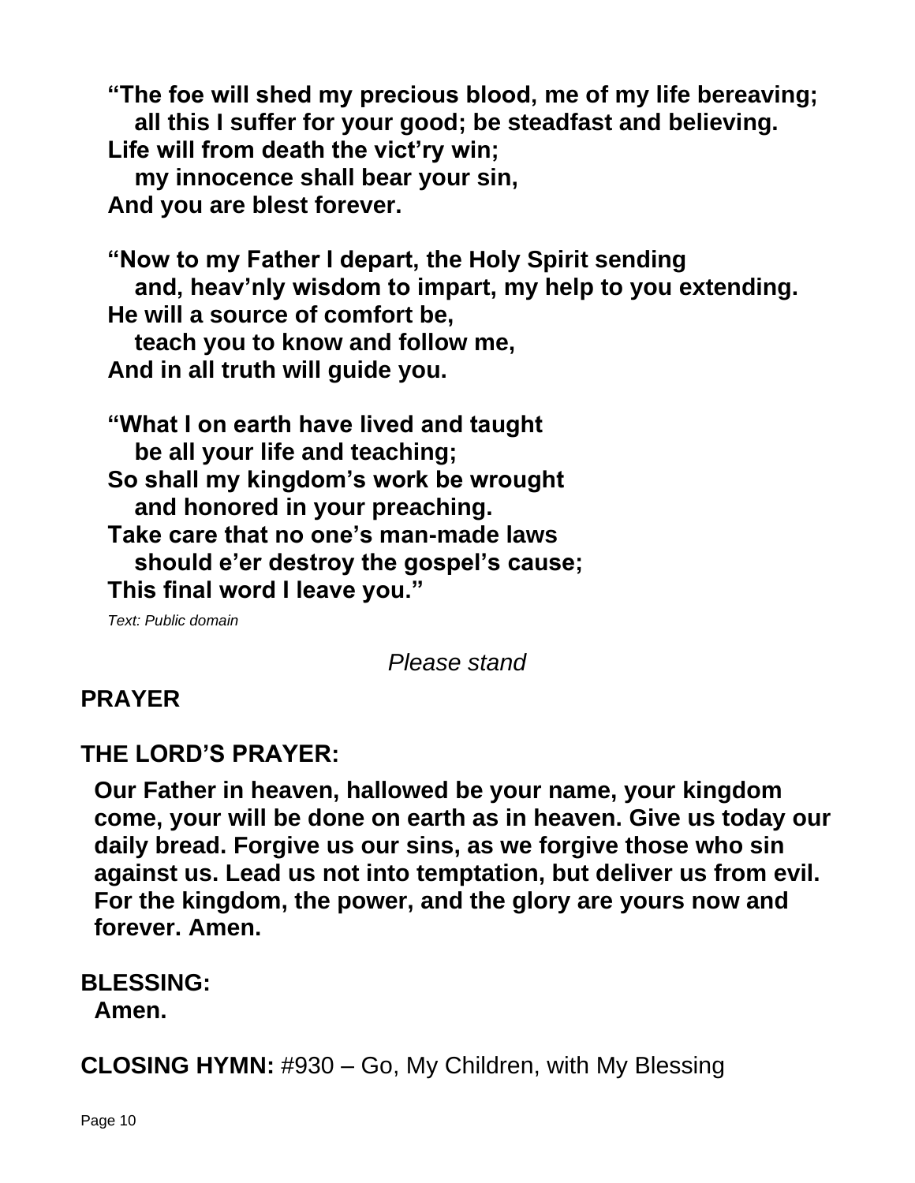**"The foe will shed my precious blood, me of my life bereaving;**
**all this I suffer for your good; be steadfast and believing.**
**Life will from death the vict'ry win;**
**my innocence shall bear your sin,**
**And you are blest forever.**

**"Now to my Father I depart, the Holy Spirit sending**
**and, heav'nly wisdom to impart, my help to you extending.**
**He will a source of comfort be,**
**teach you to know and follow me,**
**And in all truth will guide you.**

**"What I on earth have lived and taught**
**be all your life and teaching;**
**So shall my kingdom's work be wrought**
**and honored in your preaching.**
**Take care that no one's man-made laws**
**should e'er destroy the gospel's cause;**
**This final word I leave you."**

*Text: Public domain*

*Please stand*

**PRAYER**

**THE LORD'S PRAYER:**

**Our Father in heaven, hallowed be your name, your kingdom come, your will be done on earth as in heaven. Give us today our daily bread. Forgive us our sins, as we forgive those who sin against us. Lead us not into temptation, but deliver us from evil. For the kingdom, the power, and the glory are yours now and forever. Amen.**

**BLESSING:**
**Amen.**

**CLOSING HYMN:** #930 – Go, My Children, with My Blessing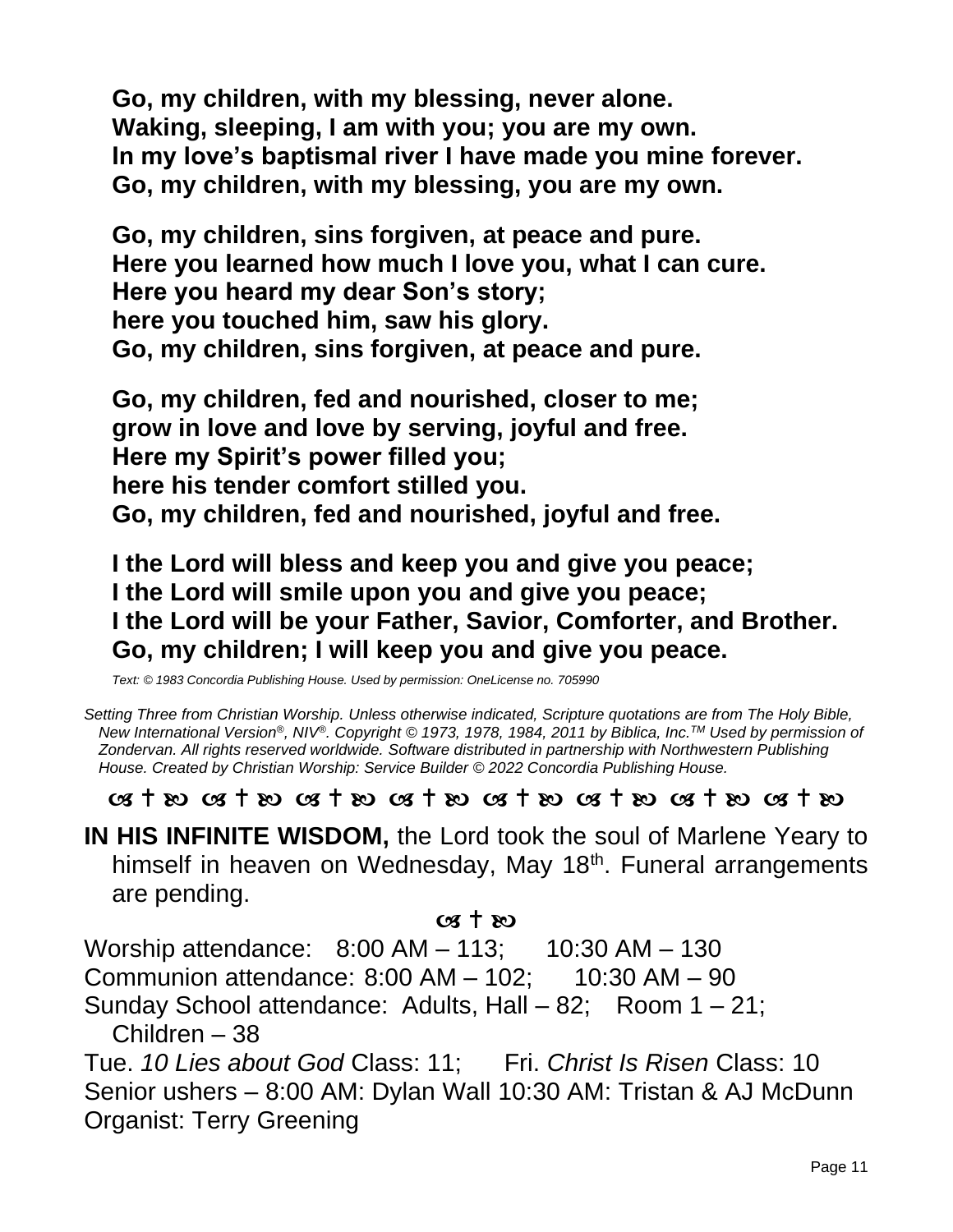**Go, my children, with my blessing, never alone.**
**Waking, sleeping, I am with you; you are my own.**
**In my love's baptismal river I have made you mine forever.**
**Go, my children, with my blessing, you are my own.**

**Go, my children, sins forgiven, at peace and pure.**
**Here you learned how much I love you, what I can cure.**
**Here you heard my dear Son's story;**
**here you touched him, saw his glory.**
**Go, my children, sins forgiven, at peace and pure.**

**Go, my children, fed and nourished, closer to me;**
**grow in love and love by serving, joyful and free.**
**Here my Spirit's power filled you;**
**here his tender comfort stilled you.**
**Go, my children, fed and nourished, joyful and free.**

**I the Lord will bless and keep you and give you peace;**
**I the Lord will smile upon you and give you peace;**
**I the Lord will be your Father, Savior, Comforter, and Brother.**
**Go, my children; I will keep you and give you peace.**

*Text: © 1983 Concordia Publishing House. Used by permission: OneLicense no. 705990*

*Setting Three from Christian Worship. Unless otherwise indicated, Scripture quotations are from The Holy Bible, New International Version®, NIV®. Copyright © 1973, 1978, 1984, 2011 by Biblica, Inc.™ Used by permission of Zondervan. All rights reserved worldwide. Software distributed in partnership with Northwestern Publishing House. Created by Christian Worship: Service Builder © 2022 Concordia Publishing House.*

☙ † ❧ ☙ † ❧ ☙ † ❧ ☙ † ❧ ☙ † ❧ ☙ † ❧ ☙ † ❧ ☙ † ❧

**IN HIS INFINITE WISDOM,** the Lord took the soul of Marlene Yeary to himself in heaven on Wednesday, May 18th. Funeral arrangements are pending.

☙ † ❧

Worship attendance: 8:00 AM – 113; 10:30 AM – 130
Communion attendance: 8:00 AM – 102; 10:30 AM – 90
Sunday School attendance: Adults, Hall – 82; Room 1 – 21; Children – 38
Tue. *10 Lies about God* Class: 11; Fri. *Christ Is Risen* Class: 10
Senior ushers – 8:00 AM: Dylan Wall 10:30 AM: Tristan & AJ McDunn
Organist: Terry Greening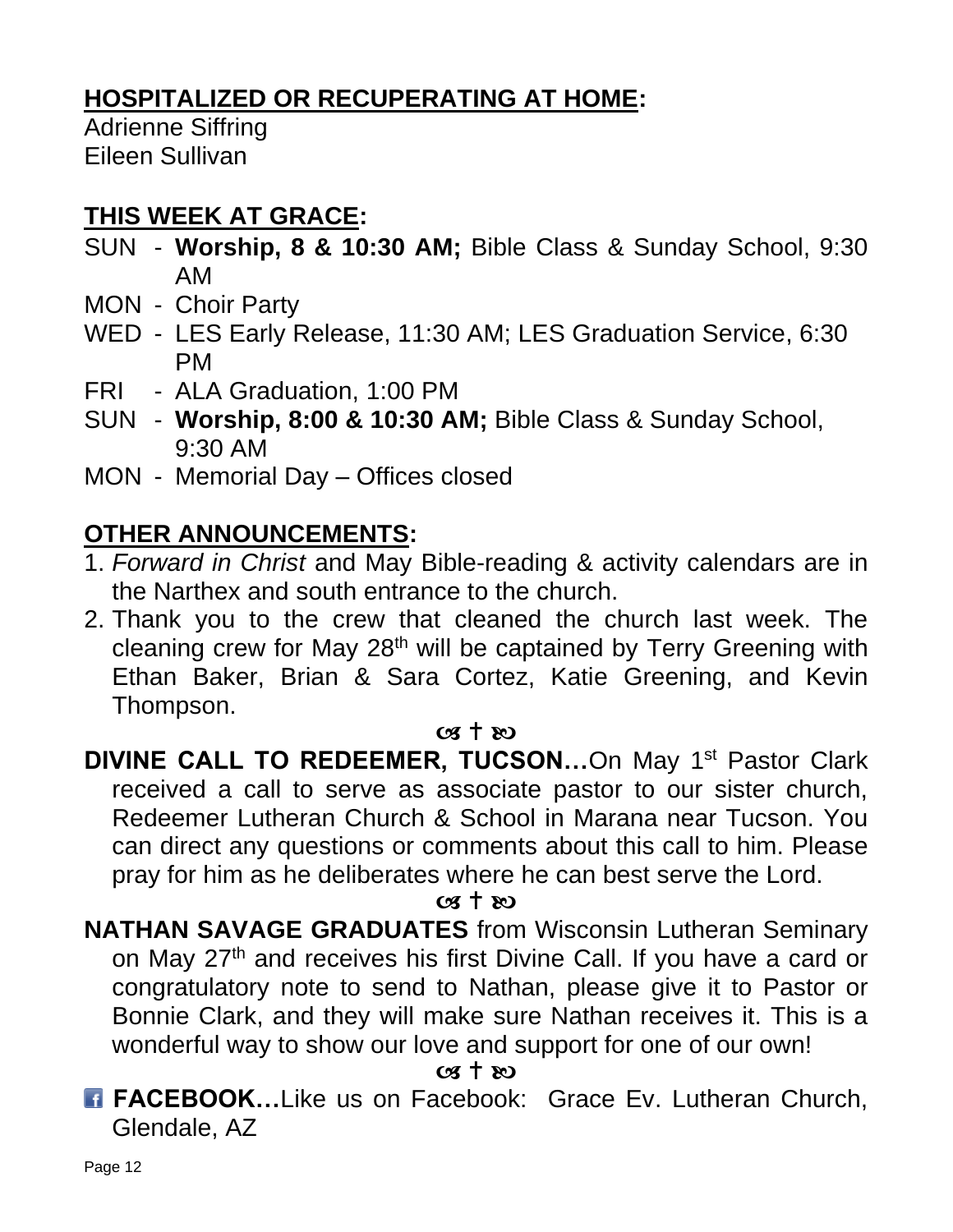## HOSPITALIZED OR RECUPERATING AT HOME:

Adrienne Siffring
Eileen Sullivan

## THIS WEEK AT GRACE:

SUN - **Worship, 8 & 10:30 AM;** Bible Class & Sunday School, 9:30 AM
MON - Choir Party
WED - LES Early Release, 11:30 AM; LES Graduation Service, 6:30 PM
FRI - ALA Graduation, 1:00 PM
SUN - **Worship, 8:00 & 10:30 AM;** Bible Class & Sunday School, 9:30 AM
MON - Memorial Day – Offices closed

## OTHER ANNOUNCEMENTS:

1. *Forward in Christ* and May Bible-reading & activity calendars are in the Narthex and south entrance to the church.
2. Thank you to the crew that cleaned the church last week. The cleaning crew for May 28th will be captained by Terry Greening with Ethan Baker, Brian & Sara Cortez, Katie Greening, and Kevin Thompson.

☙ † ❧

**DIVINE CALL TO REDEEMER, TUCSON…**On May 1st Pastor Clark received a call to serve as associate pastor to our sister church, Redeemer Lutheran Church & School in Marana near Tucson. You can direct any questions or comments about this call to him. Please pray for him as he deliberates where he can best serve the Lord.

☙ † ❧

**NATHAN SAVAGE GRADUATES** from Wisconsin Lutheran Seminary on May 27th and receives his first Divine Call. If you have a card or congratulatory note to send to Nathan, please give it to Pastor or Bonnie Clark, and they will make sure Nathan receives it. This is a wonderful way to show our love and support for one of our own!

☙ † ❧

**FACEBOOK…**Like us on Facebook: Grace Ev. Lutheran Church, Glendale, AZ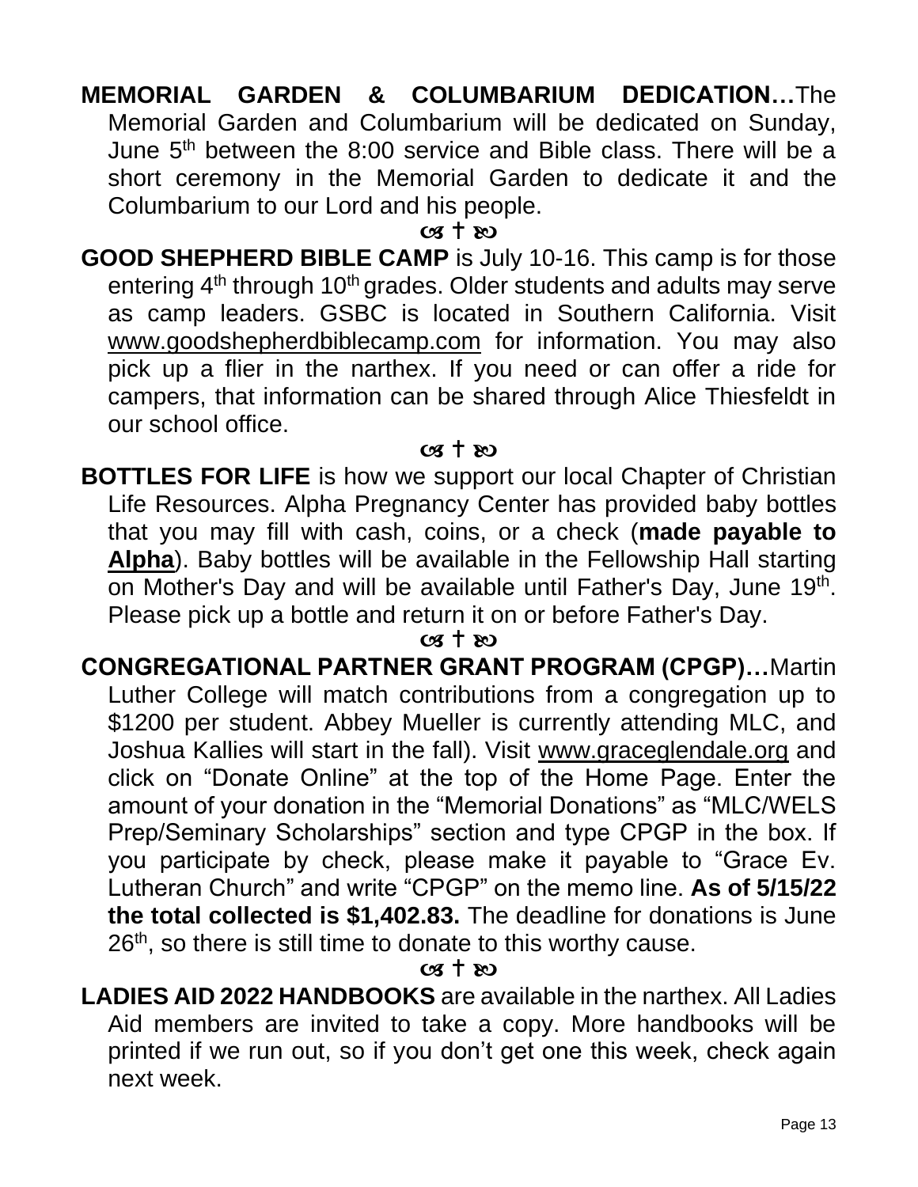**MEMORIAL GARDEN & COLUMBARIUM DEDICATION…**The Memorial Garden and Columbarium will be dedicated on Sunday, June 5th between the 8:00 service and Bible class. There will be a short ceremony in the Memorial Garden to dedicate it and the Columbarium to our Lord and his people.

☙ † ❧

**GOOD SHEPHERD BIBLE CAMP** is July 10-16. This camp is for those entering 4th through 10th grades. Older students and adults may serve as camp leaders. GSBC is located in Southern California. Visit www.goodshepherdbiblecamp.com for information. You may also pick up a flier in the narthex. If you need or can offer a ride for campers, that information can be shared through Alice Thiesfeldt in our school office.

☙ † ❧

**BOTTLES FOR LIFE** is how we support our local Chapter of Christian Life Resources. Alpha Pregnancy Center has provided baby bottles that you may fill with cash, coins, or a check (**made payable to Alpha**). Baby bottles will be available in the Fellowship Hall starting on Mother's Day and will be available until Father's Day, June 19th. Please pick up a bottle and return it on or before Father's Day.

☙ † ❧

**CONGREGATIONAL PARTNER GRANT PROGRAM (CPGP)…**Martin Luther College will match contributions from a congregation up to $1200 per student. Abbey Mueller is currently attending MLC, and Joshua Kallies will start in the fall). Visit www.graceglendale.org and click on "Donate Online" at the top of the Home Page. Enter the amount of your donation in the "Memorial Donations" as "MLC/WELS Prep/Seminary Scholarships" section and type CPGP in the box. If you participate by check, please make it payable to "Grace Ev. Lutheran Church" and write "CPGP" on the memo line. **As of 5/15/22 the total collected is $1,402.83.** The deadline for donations is June 26th, so there is still time to donate to this worthy cause.

☙ † ❧

**LADIES AID 2022 HANDBOOKS** are available in the narthex. All Ladies Aid members are invited to take a copy. More handbooks will be printed if we run out, so if you don't get one this week, check again next week.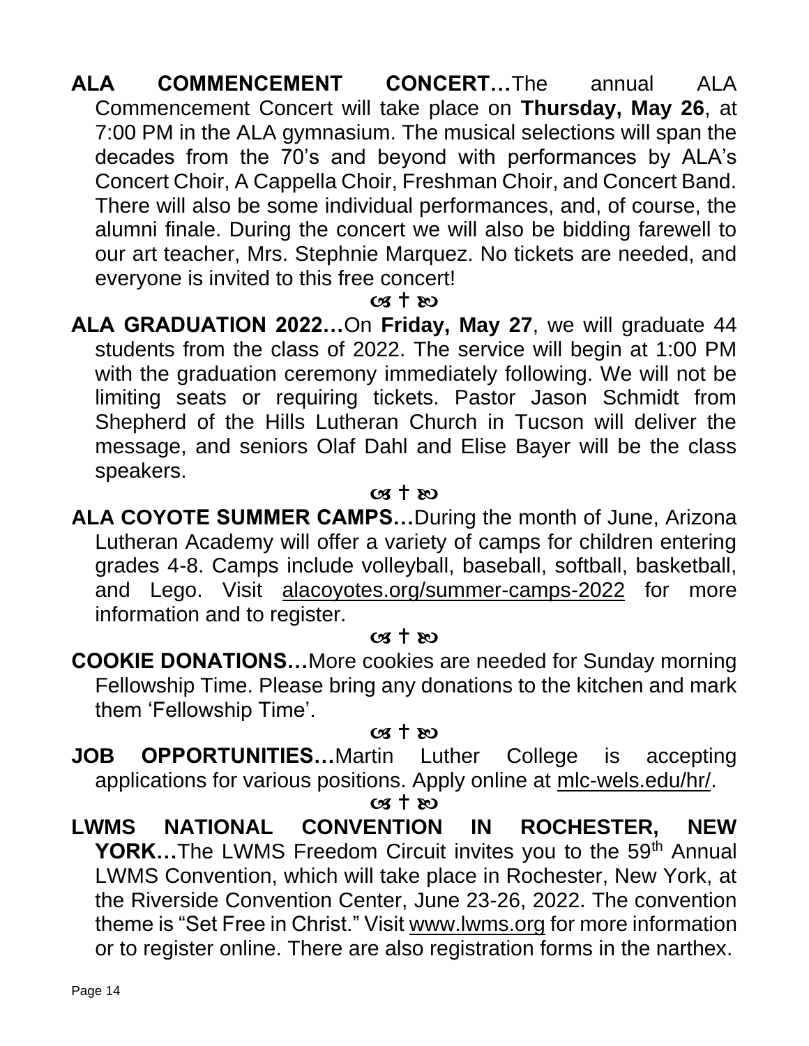**ALA COMMENCEMENT CONCERT…**The annual ALA Commencement Concert will take place on **Thursday, May 26**, at 7:00 PM in the ALA gymnasium. The musical selections will span the decades from the 70's and beyond with performances by ALA's Concert Choir, A Cappella Choir, Freshman Choir, and Concert Band. There will also be some individual performances, and, of course, the alumni finale. During the concert we will also be bidding farewell to our art teacher, Mrs. Stephnie Marquez. No tickets are needed, and everyone is invited to this free concert!

☙ † ❧

**ALA GRADUATION 2022…**On **Friday, May 27**, we will graduate 44 students from the class of 2022. The service will begin at 1:00 PM with the graduation ceremony immediately following. We will not be limiting seats or requiring tickets. Pastor Jason Schmidt from Shepherd of the Hills Lutheran Church in Tucson will deliver the message, and seniors Olaf Dahl and Elise Bayer will be the class speakers.

☙ † ❧

**ALA COYOTE SUMMER CAMPS…**During the month of June, Arizona Lutheran Academy will offer a variety of camps for children entering grades 4-8. Camps include volleyball, baseball, softball, basketball, and Lego. Visit alacoyotes.org/summer-camps-2022 for more information and to register.

☙ † ❧

**COOKIE DONATIONS…**More cookies are needed for Sunday morning Fellowship Time. Please bring any donations to the kitchen and mark them 'Fellowship Time'.

☙ † ❧

**JOB OPPORTUNITIES…**Martin Luther College is accepting applications for various positions. Apply online at mlc-wels.edu/hr/.

☙ † ❧

**LWMS NATIONAL CONVENTION IN ROCHESTER, NEW YORK…**The LWMS Freedom Circuit invites you to the 59th Annual LWMS Convention, which will take place in Rochester, New York, at the Riverside Convention Center, June 23-26, 2022. The convention theme is "Set Free in Christ." Visit www.lwms.org for more information or to register online. There are also registration forms in the narthex.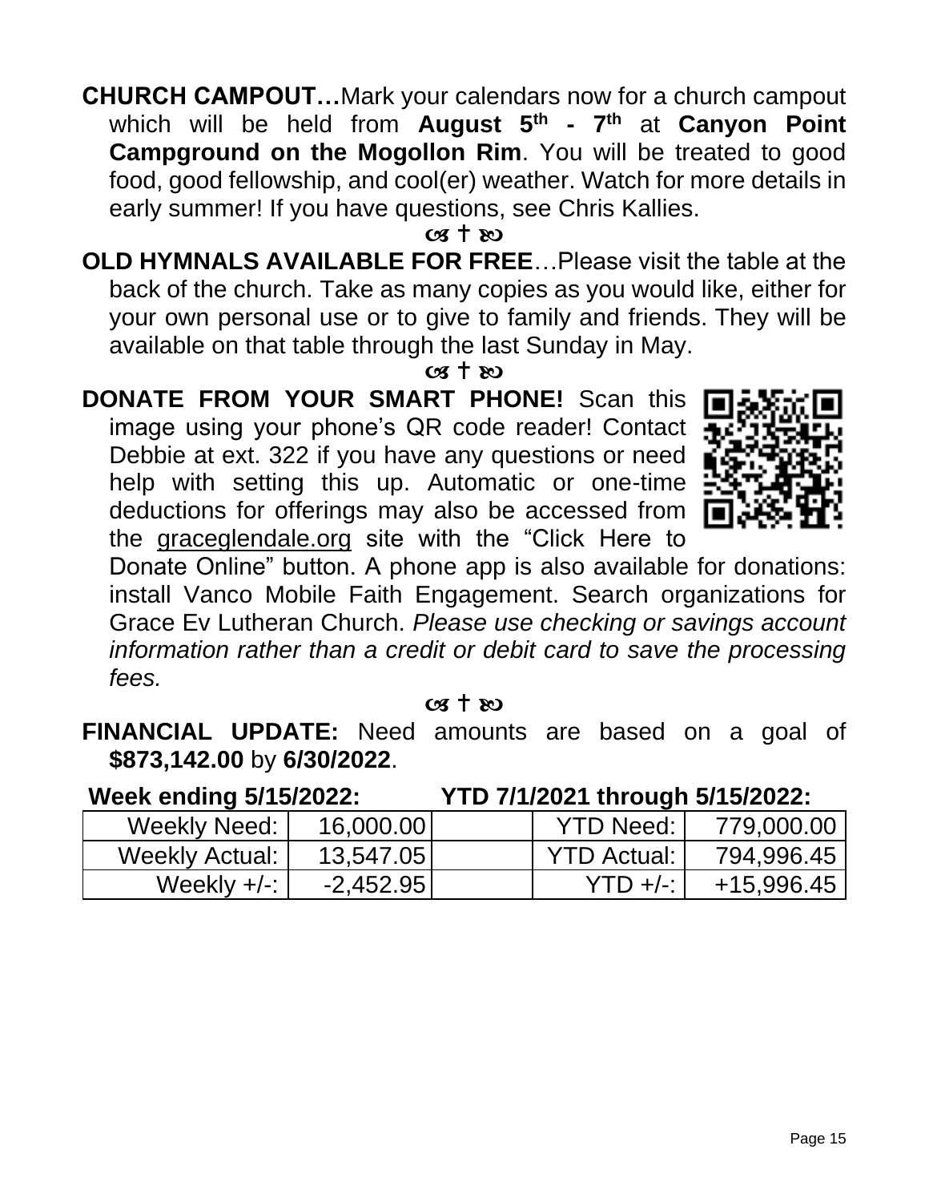**CHURCH CAMPOUT…**Mark your calendars now for a church campout which will be held from **August 5th - 7th** at **Canyon Point Campground on the Mogollon Rim**. You will be treated to good food, good fellowship, and cool(er) weather. Watch for more details in early summer! If you have questions, see Chris Kallies.

℘ † ℘

**OLD HYMNALS AVAILABLE FOR FREE**…Please visit the table at the back of the church. Take as many copies as you would like, either for your own personal use or to give to family and friends. They will be available on that table through the last Sunday in May.

℘ † ℘

**DONATE FROM YOUR SMART PHONE!** Scan this image using your phone's QR code reader! Contact Debbie at ext. 322 if you have any questions or need help with setting this up. Automatic or one-time deductions for offerings may also be accessed from the graceglendale.org site with the "Click Here to Donate Online" button. A phone app is also available for donations: install Vanco Mobile Faith Engagement. Search organizations for Grace Ev Lutheran Church. *Please use checking or savings account information rather than a credit or debit card to save the processing fees.*

℘ † ℘

**FINANCIAL UPDATE:** Need amounts are based on a goal of **$873,142.00** by **6/30/2022**.

| Week ending 5/15/2022: | | | YTD 7/1/2021 through 5/15/2022: | |
|---|---|---|---|---|
| Weekly Need: | 16,000.00 | | YTD Need: | 779,000.00 |
| Weekly Actual: | 13,547.05 | | YTD Actual: | 794,996.45 |
| Weekly +/-: | -2,452.95 | | YTD +/-: | +15,996.45 |